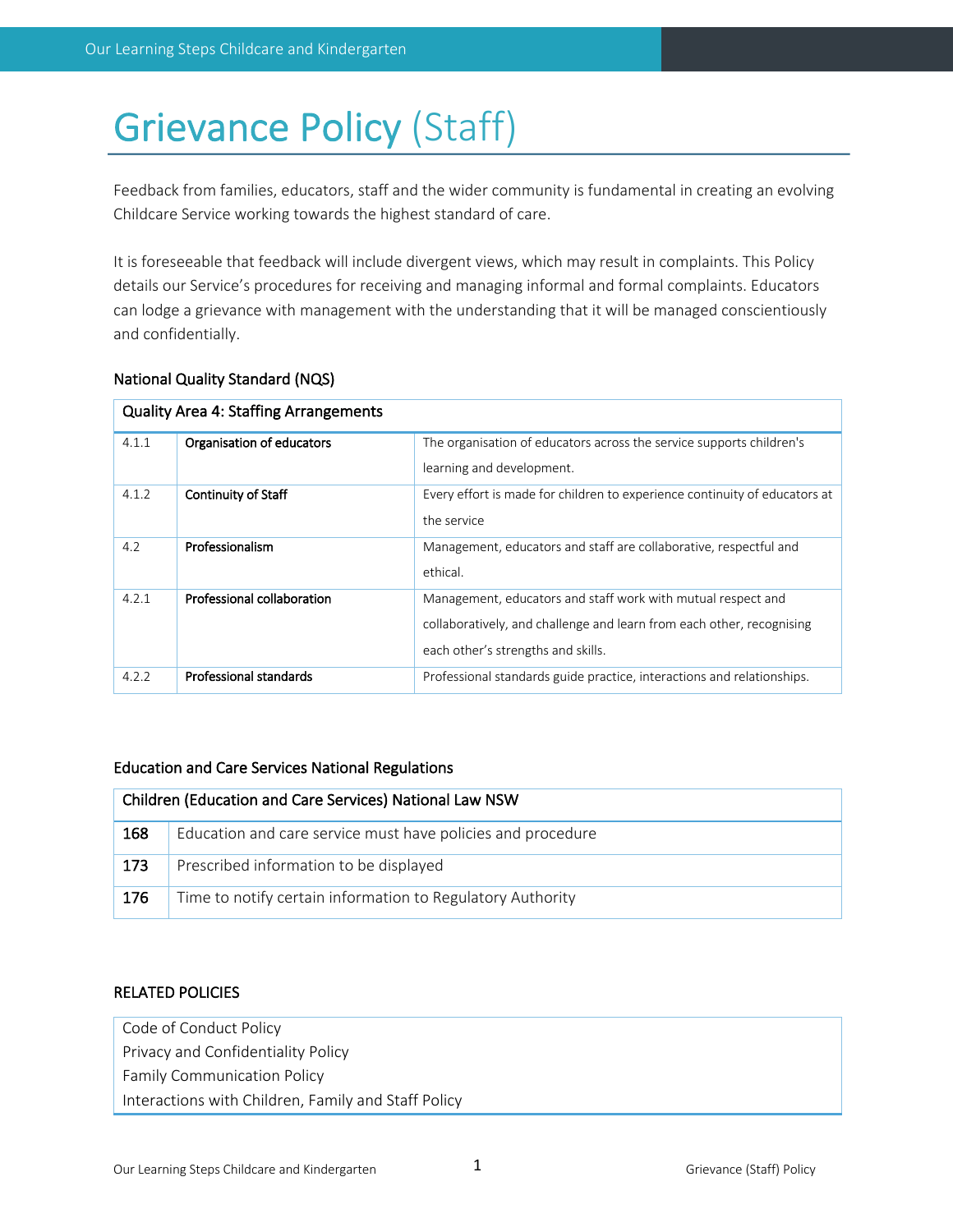# Grievance Policy (Staff)

Feedback from families, educators, staff and the wider community is fundamental in creating an evolving Childcare Service working towards the highest standard of care.

It is foreseeable that feedback will include divergent views, which may result in complaints. This Policy details our Service's procedures for receiving and managing informal and formal complaints. Educators can lodge a grievance with management with the understanding that it will be managed conscientiously and confidentially.

## National Quality Standard (NQS)

| Quality Area 4: Staffing Arrangements | | |
|---|---|---|
| 4.1.1 | **Organisation of educators** | The organisation of educators across the service supports children's learning and development. |
| 4.1.2 | **Continuity of Staff** | Every effort is made for children to experience continuity of educators at the service |
| 4.2 | **Professionalism** | Management, educators and staff are collaborative, respectful and ethical. |
| 4.2.1 | **Professional collaboration** | Management, educators and staff work with mutual respect and collaboratively, and challenge and learn from each other, recognising each other's strengths and skills. |
| 4.2.2 | **Professional standards** | Professional standards guide practice, interactions and relationships. |

## Education and Care Services National Regulations

| Children (Education and Care Services) National Law NSW | |
|---|---|
| 168 | Education and care service must have policies and procedure |
| 173 | Prescribed information to be displayed |
| 176 | Time to notify certain information to Regulatory Authority |

## RELATED POLICIES

| |
|---|
| Code of Conduct Policy<br>Privacy and Confidentiality Policy<br>Family Communication Policy<br>Interactions with Children, Family and Staff Policy |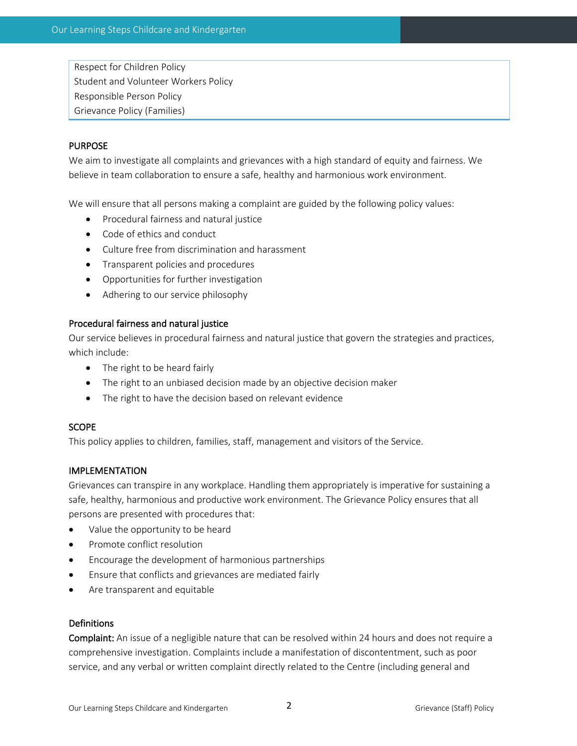Respect for Children Policy
Student and Volunteer Workers Policy
Responsible Person Policy
Grievance Policy (Families)

## PURPOSE

We aim to investigate all complaints and grievances with a high standard of equity and fairness. We believe in team collaboration to ensure a safe, healthy and harmonious work environment.

We will ensure that all persons making a complaint are guided by the following policy values:

- Procedural fairness and natural justice
- Code of ethics and conduct
- Culture free from discrimination and harassment
- Transparent policies and procedures
- Opportunities for further investigation
- Adhering to our service philosophy

### Procedural fairness and natural justice

Our service believes in procedural fairness and natural justice that govern the strategies and practices, which include:

- The right to be heard fairly
- The right to an unbiased decision made by an objective decision maker
- The right to have the decision based on relevant evidence

## SCOPE

This policy applies to children, families, staff, management and visitors of the Service.

## IMPLEMENTATION

Grievances can transpire in any workplace. Handling them appropriately is imperative for sustaining a safe, healthy, harmonious and productive work environment. The Grievance Policy ensures that all persons are presented with procedures that:

- Value the opportunity to be heard
- Promote conflict resolution
- Encourage the development of harmonious partnerships
- Ensure that conflicts and grievances are mediated fairly
- Are transparent and equitable

### Definitions

**Complaint:** An issue of a negligible nature that can be resolved within 24 hours and does not require a comprehensive investigation. Complaints include a manifestation of discontentment, such as poor service, and any verbal or written complaint directly related to the Centre (including general and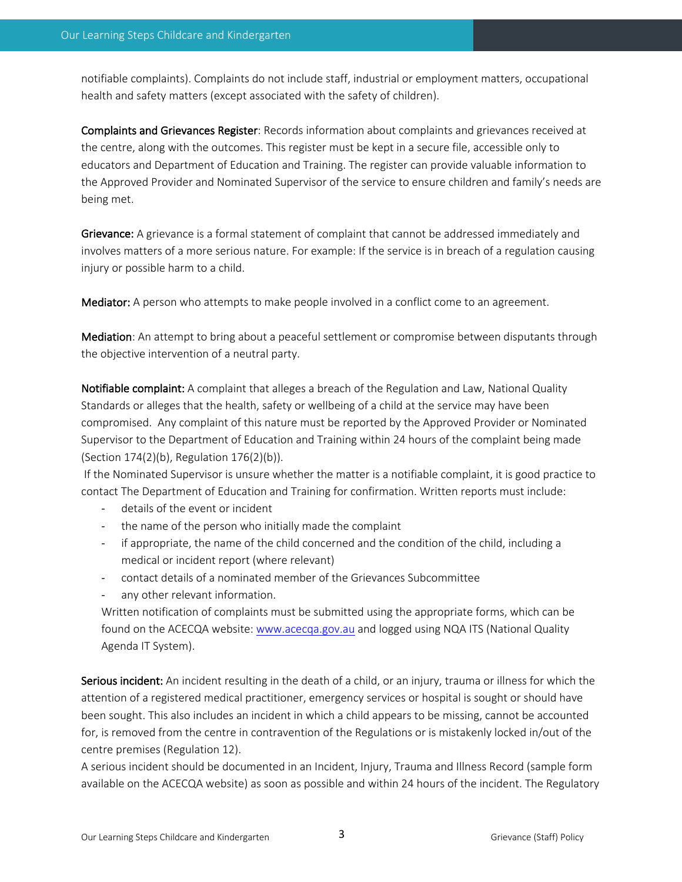notifiable complaints). Complaints do not include staff, industrial or employment matters, occupational health and safety matters (except associated with the safety of children).

**Complaints and Grievances Register**: Records information about complaints and grievances received at the centre, along with the outcomes. This register must be kept in a secure file, accessible only to educators and Department of Education and Training. The register can provide valuable information to the Approved Provider and Nominated Supervisor of the service to ensure children and family's needs are being met.

**Grievance:** A grievance is a formal statement of complaint that cannot be addressed immediately and involves matters of a more serious nature. For example: If the service is in breach of a regulation causing injury or possible harm to a child.

**Mediator:** A person who attempts to make people involved in a conflict come to an agreement.

**Mediation**: An attempt to bring about a peaceful settlement or compromise between disputants through the objective intervention of a neutral party.

**Notifiable complaint:** A complaint that alleges a breach of the Regulation and Law, National Quality Standards or alleges that the health, safety or wellbeing of a child at the service may have been compromised. Any complaint of this nature must be reported by the Approved Provider or Nominated Supervisor to the Department of Education and Training within 24 hours of the complaint being made (Section 174(2)(b), Regulation 176(2)(b)).

If the Nominated Supervisor is unsure whether the matter is a notifiable complaint, it is good practice to contact The Department of Education and Training for confirmation. Written reports must include:

- details of the event or incident
- the name of the person who initially made the complaint
- if appropriate, the name of the child concerned and the condition of the child, including a medical or incident report (where relevant)
- contact details of a nominated member of the Grievances Subcommittee
- any other relevant information.

Written notification of complaints must be submitted using the appropriate forms, which can be found on the ACECQA website: www.acecqa.gov.au and logged using NQA ITS (National Quality Agenda IT System).

**Serious incident:** An incident resulting in the death of a child, or an injury, trauma or illness for which the attention of a registered medical practitioner, emergency services or hospital is sought or should have been sought. This also includes an incident in which a child appears to be missing, cannot be accounted for, is removed from the centre in contravention of the Regulations or is mistakenly locked in/out of the centre premises (Regulation 12).

A serious incident should be documented in an Incident, Injury, Trauma and Illness Record (sample form available on the ACECQA website) as soon as possible and within 24 hours of the incident. The Regulatory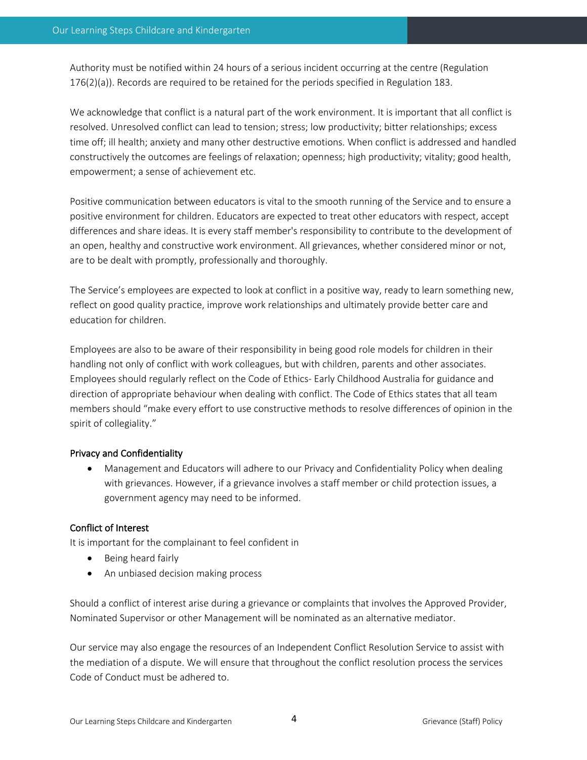Authority must be notified within 24 hours of a serious incident occurring at the centre (Regulation 176(2)(a)). Records are required to be retained for the periods specified in Regulation 183.

We acknowledge that conflict is a natural part of the work environment. It is important that all conflict is resolved. Unresolved conflict can lead to tension; stress; low productivity; bitter relationships; excess time off; ill health; anxiety and many other destructive emotions. When conflict is addressed and handled constructively the outcomes are feelings of relaxation; openness; high productivity; vitality; good health, empowerment; a sense of achievement etc.

Positive communication between educators is vital to the smooth running of the Service and to ensure a positive environment for children. Educators are expected to treat other educators with respect, accept differences and share ideas. It is every staff member's responsibility to contribute to the development of an open, healthy and constructive work environment. All grievances, whether considered minor or not, are to be dealt with promptly, professionally and thoroughly.

The Service's employees are expected to look at conflict in a positive way, ready to learn something new, reflect on good quality practice, improve work relationships and ultimately provide better care and education for children.

Employees are also to be aware of their responsibility in being good role models for children in their handling not only of conflict with work colleagues, but with children, parents and other associates. Employees should regularly reflect on the Code of Ethics- Early Childhood Australia for guidance and direction of appropriate behaviour when dealing with conflict. The Code of Ethics states that all team members should "make every effort to use constructive methods to resolve differences of opinion in the spirit of collegiality."

### Privacy and Confidentiality

- Management and Educators will adhere to our Privacy and Confidentiality Policy when dealing with grievances. However, if a grievance involves a staff member or child protection issues, a government agency may need to be informed.

### Conflict of Interest

It is important for the complainant to feel confident in

- Being heard fairly
- An unbiased decision making process

Should a conflict of interest arise during a grievance or complaints that involves the Approved Provider, Nominated Supervisor or other Management will be nominated as an alternative mediator.

Our service may also engage the resources of an Independent Conflict Resolution Service to assist with the mediation of a dispute. We will ensure that throughout the conflict resolution process the services Code of Conduct must be adhered to.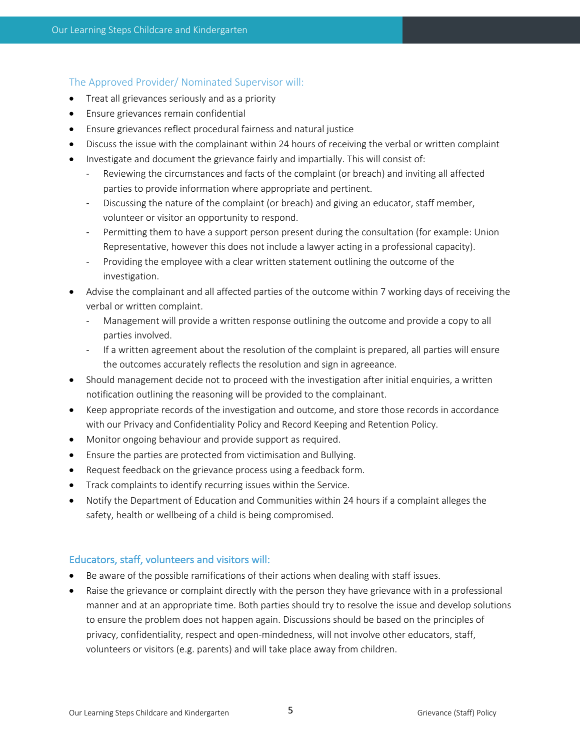### The Approved Provider/ Nominated Supervisor will:

- Treat all grievances seriously and as a priority
- Ensure grievances remain confidential
- Ensure grievances reflect procedural fairness and natural justice
- Discuss the issue with the complainant within 24 hours of receiving the verbal or written complaint
- Investigate and document the grievance fairly and impartially. This will consist of:
  - Reviewing the circumstances and facts of the complaint (or breach) and inviting all affected parties to provide information where appropriate and pertinent.
  - Discussing the nature of the complaint (or breach) and giving an educator, staff member, volunteer or visitor an opportunity to respond.
  - Permitting them to have a support person present during the consultation (for example: Union Representative, however this does not include a lawyer acting in a professional capacity).
  - Providing the employee with a clear written statement outlining the outcome of the investigation.
- Advise the complainant and all affected parties of the outcome within 7 working days of receiving the verbal or written complaint.
  - Management will provide a written response outlining the outcome and provide a copy to all parties involved.
  - If a written agreement about the resolution of the complaint is prepared, all parties will ensure the outcomes accurately reflects the resolution and sign in agreeance.
- Should management decide not to proceed with the investigation after initial enquiries, a written notification outlining the reasoning will be provided to the complainant.
- Keep appropriate records of the investigation and outcome, and store those records in accordance with our Privacy and Confidentiality Policy and Record Keeping and Retention Policy.
- Monitor ongoing behaviour and provide support as required.
- Ensure the parties are protected from victimisation and Bullying.
- Request feedback on the grievance process using a feedback form.
- Track complaints to identify recurring issues within the Service.
- Notify the Department of Education and Communities within 24 hours if a complaint alleges the safety, health or wellbeing of a child is being compromised.

### Educators, staff, volunteers and visitors will:

- Be aware of the possible ramifications of their actions when dealing with staff issues.
- Raise the grievance or complaint directly with the person they have grievance with in a professional manner and at an appropriate time. Both parties should try to resolve the issue and develop solutions to ensure the problem does not happen again. Discussions should be based on the principles of privacy, confidentiality, respect and open-mindedness, will not involve other educators, staff, volunteers or visitors (e.g. parents) and will take place away from children.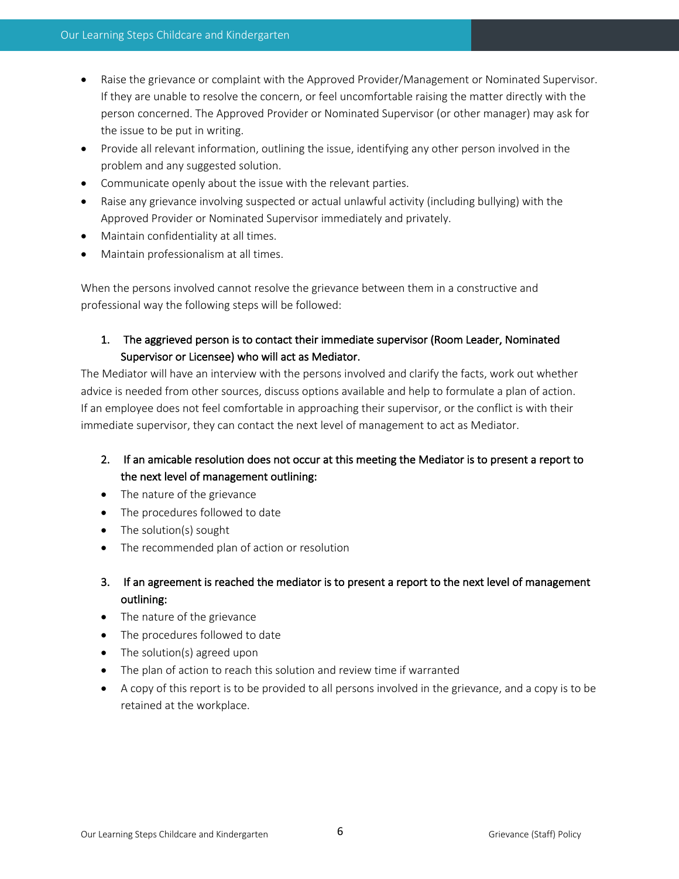- Raise the grievance or complaint with the Approved Provider/Management or Nominated Supervisor. If they are unable to resolve the concern, or feel uncomfortable raising the matter directly with the person concerned. The Approved Provider or Nominated Supervisor (or other manager) may ask for the issue to be put in writing.
- Provide all relevant information, outlining the issue, identifying any other person involved in the problem and any suggested solution.
- Communicate openly about the issue with the relevant parties.
- Raise any grievance involving suspected or actual unlawful activity (including bullying) with the Approved Provider or Nominated Supervisor immediately and privately.
- Maintain confidentiality at all times.
- Maintain professionalism at all times.

When the persons involved cannot resolve the grievance between them in a constructive and professional way the following steps will be followed:

1. **The aggrieved person is to contact their immediate supervisor (Room Leader, Nominated Supervisor or Licensee) who will act as Mediator.**

The Mediator will have an interview with the persons involved and clarify the facts, work out whether advice is needed from other sources, discuss options available and help to formulate a plan of action. If an employee does not feel comfortable in approaching their supervisor, or the conflict is with their immediate supervisor, they can contact the next level of management to act as Mediator.

2. **If an amicable resolution does not occur at this meeting the Mediator is to present a report to the next level of management outlining:**

- The nature of the grievance
- The procedures followed to date
- The solution(s) sought
- The recommended plan of action or resolution

3. **If an agreement is reached the mediator is to present a report to the next level of management outlining:**

- The nature of the grievance
- The procedures followed to date
- The solution(s) agreed upon
- The plan of action to reach this solution and review time if warranted
- A copy of this report is to be provided to all persons involved in the grievance, and a copy is to be retained at the workplace.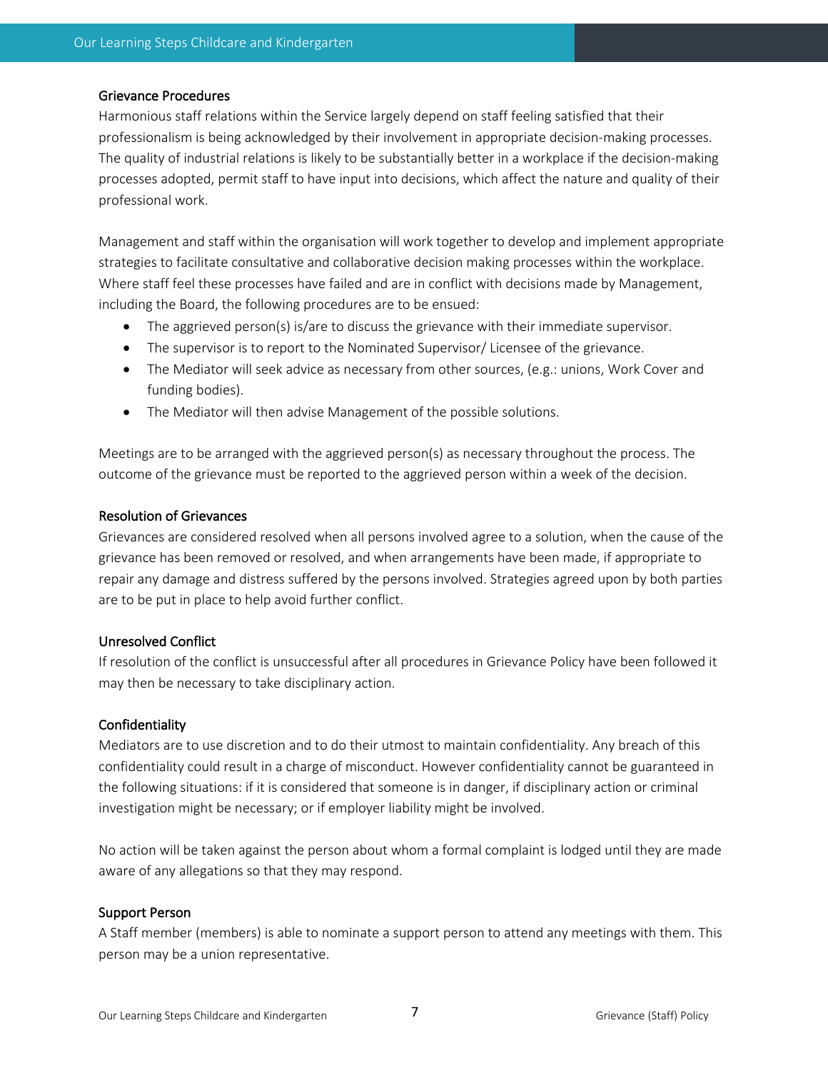### Grievance Procedures

Harmonious staff relations within the Service largely depend on staff feeling satisfied that their professionalism is being acknowledged by their involvement in appropriate decision-making processes. The quality of industrial relations is likely to be substantially better in a workplace if the decision-making processes adopted, permit staff to have input into decisions, which affect the nature and quality of their professional work.

Management and staff within the organisation will work together to develop and implement appropriate strategies to facilitate consultative and collaborative decision making processes within the workplace. Where staff feel these processes have failed and are in conflict with decisions made by Management, including the Board, the following procedures are to be ensued:

- The aggrieved person(s) is/are to discuss the grievance with their immediate supervisor.
- The supervisor is to report to the Nominated Supervisor/ Licensee of the grievance.
- The Mediator will seek advice as necessary from other sources, (e.g.: unions, Work Cover and funding bodies).
- The Mediator will then advise Management of the possible solutions.

Meetings are to be arranged with the aggrieved person(s) as necessary throughout the process. The outcome of the grievance must be reported to the aggrieved person within a week of the decision.

### Resolution of Grievances

Grievances are considered resolved when all persons involved agree to a solution, when the cause of the grievance has been removed or resolved, and when arrangements have been made, if appropriate to repair any damage and distress suffered by the persons involved. Strategies agreed upon by both parties are to be put in place to help avoid further conflict.

### Unresolved Conflict

If resolution of the conflict is unsuccessful after all procedures in Grievance Policy have been followed it may then be necessary to take disciplinary action.

### Confidentiality

Mediators are to use discretion and to do their utmost to maintain confidentiality. Any breach of this confidentiality could result in a charge of misconduct. However confidentiality cannot be guaranteed in the following situations: if it is considered that someone is in danger, if disciplinary action or criminal investigation might be necessary; or if employer liability might be involved.

No action will be taken against the person about whom a formal complaint is lodged until they are made aware of any allegations so that they may respond.

### Support Person

A Staff member (members) is able to nominate a support person to attend any meetings with them. This person may be a union representative.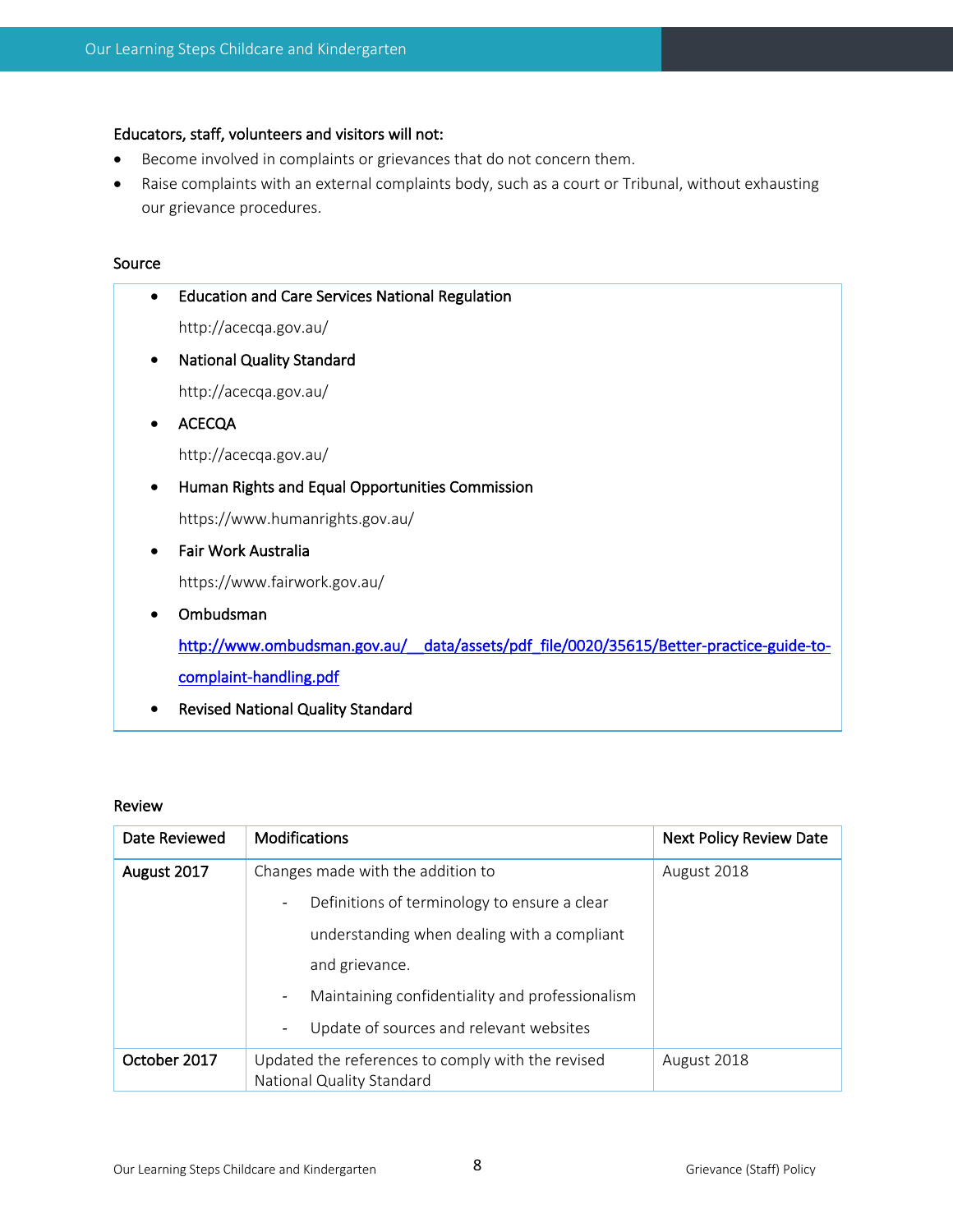**Educators, staff, volunteers and visitors will not:**

- Become involved in complaints or grievances that do not concern them.
- Raise complaints with an external complaints body, such as a court or Tribunal, without exhausting our grievance procedures.

## Source

- **Education and Care Services National Regulation**
  http://acecqa.gov.au/
- **National Quality Standard**
  http://acecqa.gov.au/
- **ACECQA**
  http://acecqa.gov.au/
- **Human Rights and Equal Opportunities Commission**
  https://www.humanrights.gov.au/
- **Fair Work Australia**
  https://www.fairwork.gov.au/
- **Ombudsman**
  http://www.ombudsman.gov.au/__data/assets/pdf_file/0020/35615/Better-practice-guide-to-complaint-handling.pdf
- **Revised National Quality Standard**

## Review

| Date Reviewed | Modifications | Next Policy Review Date |
|---|---|---|
| **August 2017** | Changes made with the addition to<br>- Definitions of terminology to ensure a clear understanding when dealing with a compliant and grievance.<br>- Maintaining confidentiality and professionalism<br>- Update of sources and relevant websites | August 2018 |
| **October 2017** | Updated the references to comply with the revised National Quality Standard | August 2018 |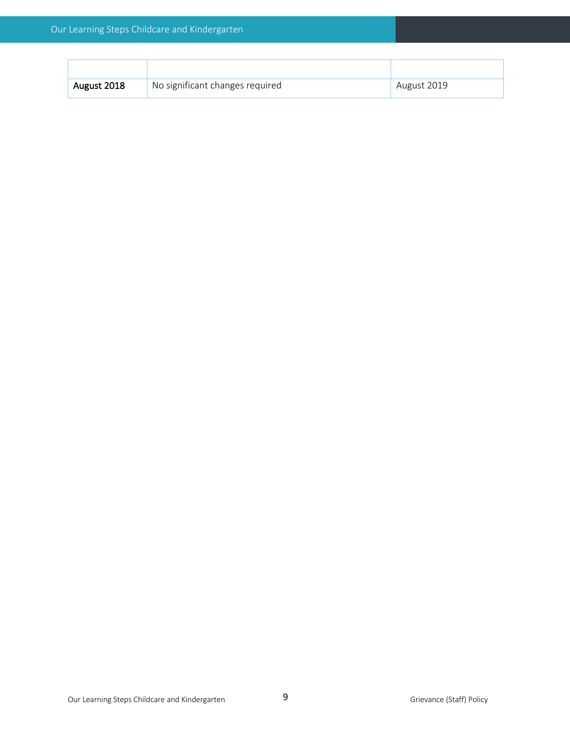| | | |
|---|---|---|
| | | |
| **August 2018** | No significant changes required | August 2019 |